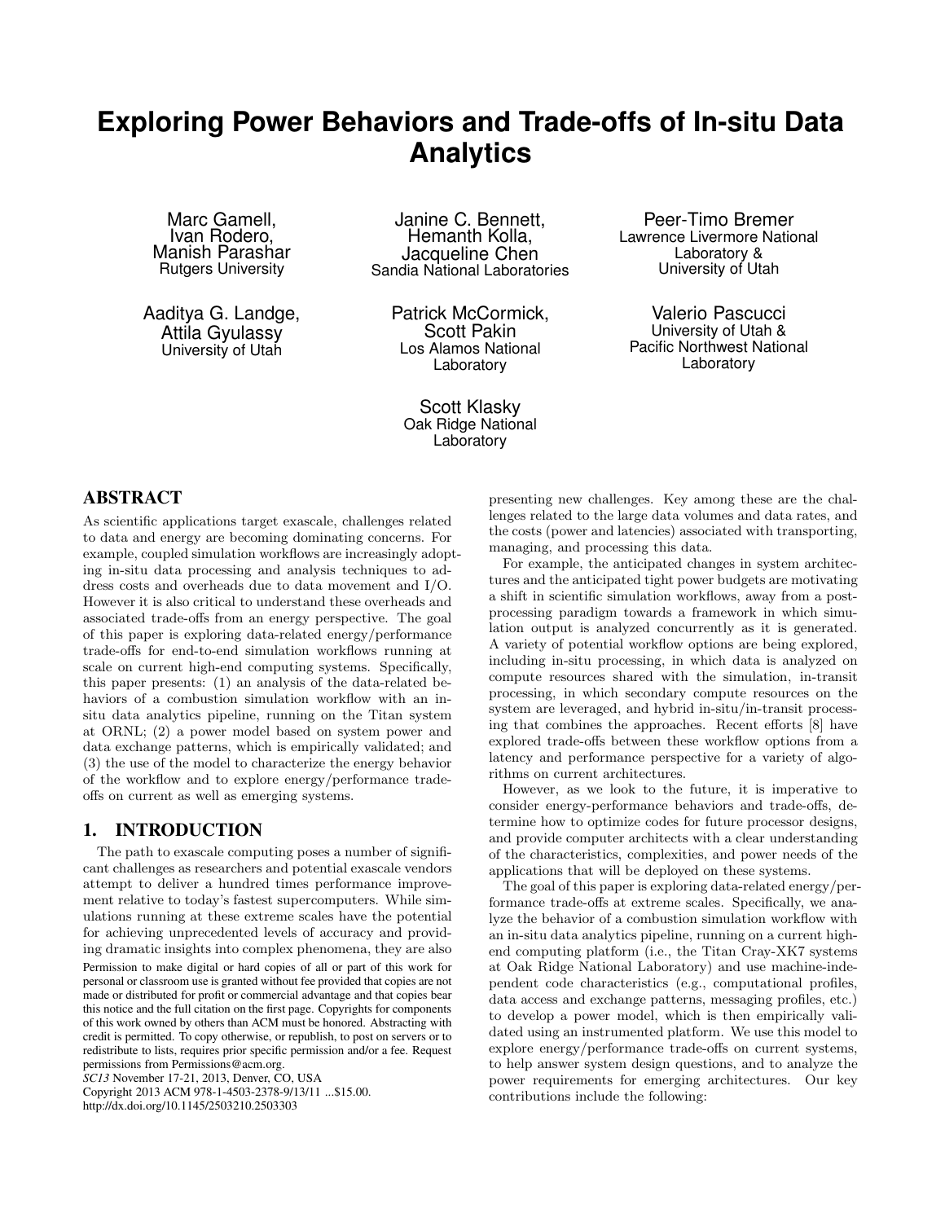# Exploring Power Behaviors and Trade-offs of In-situ Data Analytics

Marc Gamell, Ivan Rodero, Manish Parashar
Rutgers University

Janine C. Bennett, Hemanth Kolla, Jacqueline Chen
Sandia National Laboratories

Peer-Timo Bremer
Lawrence Livermore National Laboratory & University of Utah

Aaditya G. Landge, Attila Gyulassy
University of Utah

Patrick McCormick, Scott Pakin
Los Alamos National Laboratory

Valerio Pascucci
University of Utah & Pacific Northwest National Laboratory

Scott Klasky
Oak Ridge National Laboratory

## ABSTRACT

As scientific applications target exascale, challenges related to data and energy are becoming dominating concerns. For example, coupled simulation workflows are increasingly adopting in-situ data processing and analysis techniques to address costs and overheads due to data movement and I/O. However it is also critical to understand these overheads and associated trade-offs from an energy perspective. The goal of this paper is exploring data-related energy/performance trade-offs for end-to-end simulation workflows running at scale on current high-end computing systems. Specifically, this paper presents: (1) an analysis of the data-related behaviors of a combustion simulation workflow with an in-situ data analytics pipeline, running on the Titan system at ORNL; (2) a power model based on system power and data exchange patterns, which is empirically validated; and (3) the use of the model to characterize the energy behavior of the workflow and to explore energy/performance trade-offs on current as well as emerging systems.

## 1. INTRODUCTION

The path to exascale computing poses a number of significant challenges as researchers and potential exascale vendors attempt to deliver a hundred times performance improvement relative to today's fastest supercomputers. While simulations running at these extreme scales have the potential for achieving unprecedented levels of accuracy and providing dramatic insights into complex phenomena, they are also presenting new challenges. Key among these are the challenges related to the large data volumes and data rates, and the costs (power and latencies) associated with transporting, managing, and processing this data.

Permission to make digital or hard copies of all or part of this work for personal or classroom use is granted without fee provided that copies are not made or distributed for profit or commercial advantage and that copies bear this notice and the full citation on the first page. Copyrights for components of this work owned by others than ACM must be honored. Abstracting with credit is permitted. To copy otherwise, or republish, to post on servers or to redistribute to lists, requires prior specific permission and/or a fee. Request permissions from Permissions@acm.org.
*SC13* November 17-21, 2013, Denver, CO, USA
Copyright 2013 ACM 978-1-4503-2378-9/13/11 ...$15.00.
http://dx.doi.org/10.1145/2503210.2503303

For example, the anticipated changes in system architectures and the anticipated tight power budgets are motivating a shift in scientific simulation workflows, away from a post-processing paradigm towards a framework in which simulation output is analyzed concurrently as it is generated. A variety of potential workflow options are being explored, including in-situ processing, in which data is analyzed on compute resources shared with the simulation, in-transit processing, in which secondary compute resources on the system are leveraged, and hybrid in-situ/in-transit processing that combines the approaches. Recent efforts [8] have explored trade-offs between these workflow options from a latency and performance perspective for a variety of algorithms on current architectures.

However, as we look to the future, it is imperative to consider energy-performance behaviors and trade-offs, determine how to optimize codes for future processor designs, and provide computer architects with a clear understanding of the characteristics, complexities, and power needs of the applications that will be deployed on these systems.

The goal of this paper is exploring data-related energy/performance trade-offs at extreme scales. Specifically, we analyze the behavior of a combustion simulation workflow with an in-situ data analytics pipeline, running on a current high-end computing platform (i.e., the Titan Cray-XK7 systems at Oak Ridge National Laboratory) and use machine-independent code characteristics (e.g., computational profiles, data access and exchange patterns, messaging profiles, etc.) to develop a power model, which is then empirically validated using an instrumented platform. We use this model to explore energy/performance trade-offs on current systems, to help answer system design questions, and to analyze the power requirements for emerging architectures. Our key contributions include the following: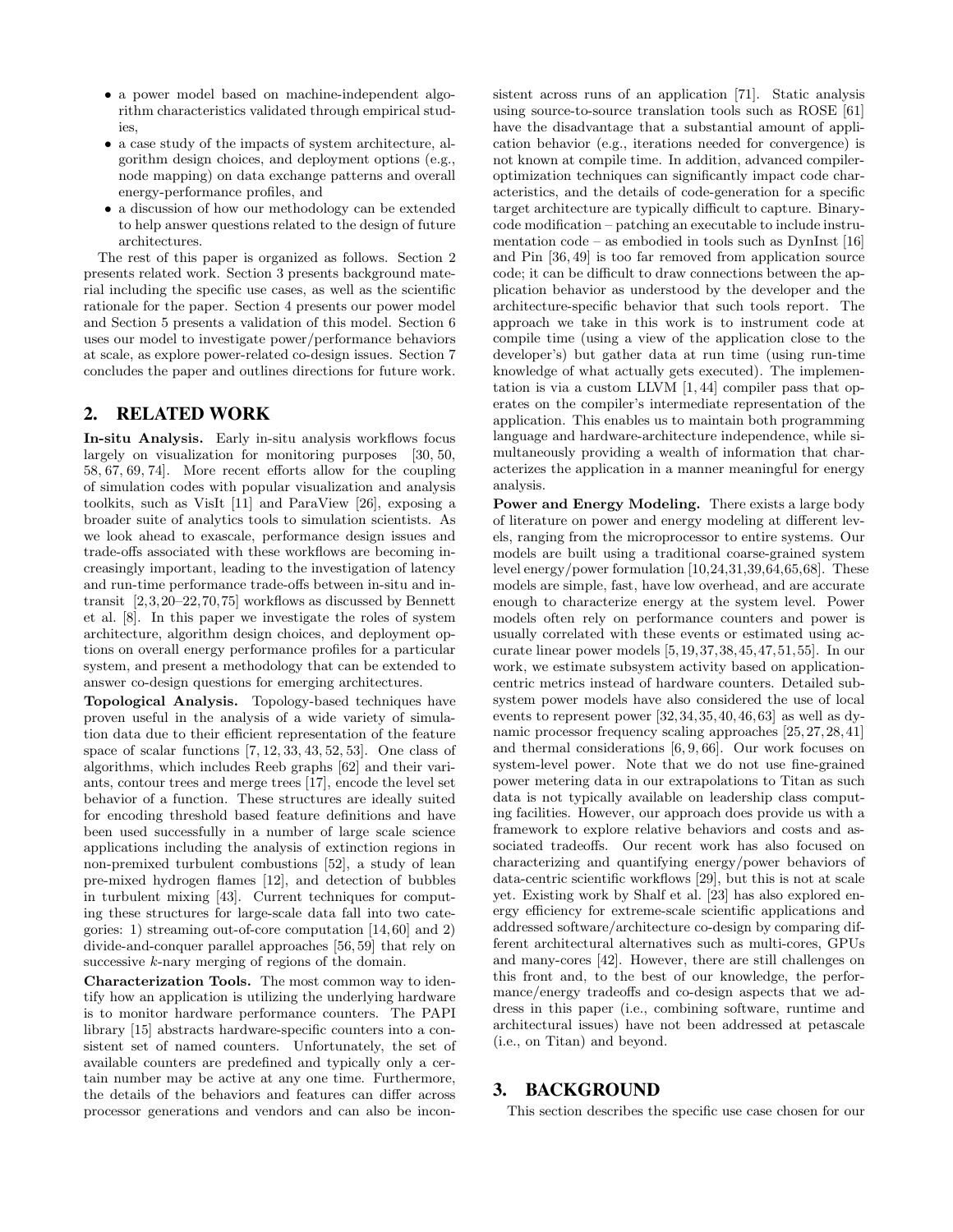- a power model based on machine-independent algorithm characteristics validated through empirical studies,
- a case study of the impacts of system architecture, algorithm design choices, and deployment options (e.g., node mapping) on data exchange patterns and overall energy-performance profiles, and
- a discussion of how our methodology can be extended to help answer questions related to the design of future architectures.

The rest of this paper is organized as follows. Section 2 presents related work. Section 3 presents background material including the specific use cases, as well as the scientific rationale for the paper. Section 4 presents our power model and Section 5 presents a validation of this model. Section 6 uses our model to investigate power/performance behaviors at scale, as explore power-related co-design issues. Section 7 concludes the paper and outlines directions for future work.

## 2. RELATED WORK

**In-situ Analysis.** Early in-situ analysis workflows focus largely on visualization for monitoring purposes [30, 50, 58, 67, 69, 74]. More recent efforts allow for the coupling of simulation codes with popular visualization and analysis toolkits, such as VisIt [11] and ParaView [26], exposing a broader suite of analytics tools to simulation scientists. As we look ahead to exascale, performance design issues and trade-offs associated with these workflows are becoming increasingly important, leading to the investigation of latency and run-time performance trade-offs between in-situ and in-transit [2,3,20–22,70,75] workflows as discussed by Bennett et al. [8]. In this paper we investigate the roles of system architecture, algorithm design choices, and deployment options on overall energy performance profiles for a particular system, and present a methodology that can be extended to answer co-design questions for emerging architectures.

**Topological Analysis.** Topology-based techniques have proven useful in the analysis of a wide variety of simulation data due to their efficient representation of the feature space of scalar functions [7, 12, 33, 43, 52, 53]. One class of algorithms, which includes Reeb graphs [62] and their variants, contour trees and merge trees [17], encode the level set behavior of a function. These structures are ideally suited for encoding threshold based feature definitions and have been used successfully in a number of large scale science applications including the analysis of extinction regions in non-premixed turbulent combustions [52], a study of lean pre-mixed hydrogen flames [12], and detection of bubbles in turbulent mixing [43]. Current techniques for computing these structures for large-scale data fall into two categories: 1) streaming out-of-core computation [14,60] and 2) divide-and-conquer parallel approaches [56,59] that rely on successive $k$-nary merging of regions of the domain.

**Characterization Tools.** The most common way to identify how an application is utilizing the underlying hardware is to monitor hardware performance counters. The PAPI library [15] abstracts hardware-specific counters into a consistent set of named counters. Unfortunately, the set of available counters are predefined and typically only a certain number may be active at any one time. Furthermore, the details of the behaviors and features can differ across processor generations and vendors and can also be inconsistent across runs of an application [71]. Static analysis using source-to-source translation tools such as ROSE [61] have the disadvantage that a substantial amount of application behavior (e.g., iterations needed for convergence) is not known at compile time. In addition, advanced compiler-optimization techniques can significantly impact code characteristics, and the details of code-generation for a specific target architecture are typically difficult to capture. Binary-code modification – patching an executable to include instrumentation code – as embodied in tools such as DynInst [16] and Pin [36, 49] is too far removed from application source code; it can be difficult to draw connections between the application behavior as understood by the developer and the architecture-specific behavior that such tools report. The approach we take in this work is to instrument code at compile time (using a view of the application close to the developer's) but gather data at run time (using run-time knowledge of what actually gets executed). The implementation is via a custom LLVM [1, 44] compiler pass that operates on the compiler's intermediate representation of the application. This enables us to maintain both programming language and hardware-architecture independence, while simultaneously providing a wealth of information that characterizes the application in a manner meaningful for energy analysis.

**Power and Energy Modeling.** There exists a large body of literature on power and energy modeling at different levels, ranging from the microprocessor to entire systems. Our models are built using a traditional coarse-grained system level energy/power formulation [10,24,31,39,64,65,68]. These models are simple, fast, have low overhead, and are accurate enough to characterize energy at the system level. Power models often rely on performance counters and power is usually correlated with these events or estimated using accurate linear power models [5,19,37,38,45,47,51,55]. In our work, we estimate subsystem activity based on application-centric metrics instead of hardware counters. Detailed subsystem power models have also considered the use of local events to represent power [32,34,35,40,46,63] as well as dynamic processor frequency scaling approaches [25,27,28,41] and thermal considerations [6, 9, 66]. Our work focuses on system-level power. Note that we do not use fine-grained power metering data in our extrapolations to Titan as such data is not typically available on leadership class computing facilities. However, our approach does provide us with a framework to explore relative behaviors and costs and associated tradeoffs. Our recent work has also focused on characterizing and quantifying energy/power behaviors of data-centric scientific workflows [29], but this is not at scale yet. Existing work by Shalf et al. [23] has also explored energy efficiency for extreme-scale scientific applications and addressed software/architecture co-design by comparing different architectural alternatives such as multi-cores, GPUs and many-cores [42]. However, there are still challenges on this front and, to the best of our knowledge, the performance/energy tradeoffs and co-design aspects that we address in this paper (i.e., combining software, runtime and architectural issues) have not been addressed at petascale (i.e., on Titan) and beyond.

## 3. BACKGROUND

This section describes the specific use case chosen for our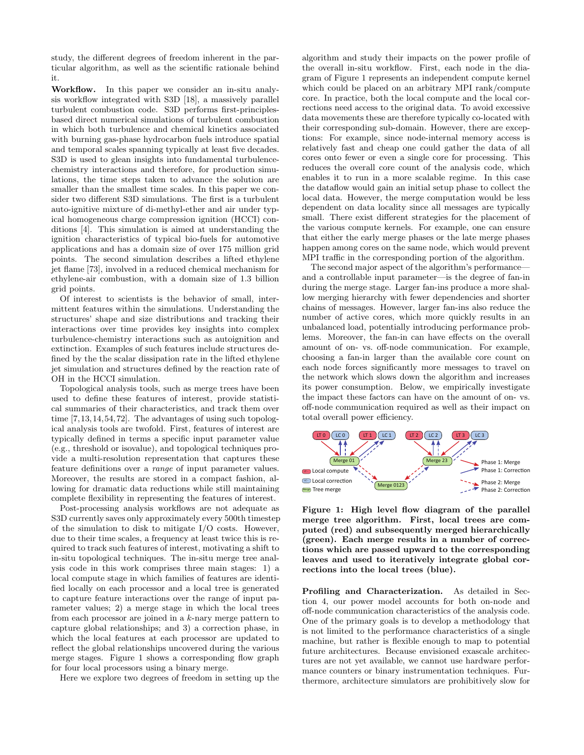study, the different degrees of freedom inherent in the particular algorithm, as well as the scientific rationale behind it.

**Workflow.** In this paper we consider an in-situ analysis workflow integrated with S3D [18], a massively parallel turbulent combustion code. S3D performs first-principles-based direct numerical simulations of turbulent combustion in which both turbulence and chemical kinetics associated with burning gas-phase hydrocarbon fuels introduce spatial and temporal scales spanning typically at least five decades. S3D is used to glean insights into fundamental turbulence-chemistry interactions and therefore, for production simulations, the time steps taken to advance the solution are smaller than the smallest time scales. In this paper we consider two different S3D simulations. The first is a turbulent auto-ignitive mixture of di-methyl-ether and air under typical homogeneous charge compression ignition (HCCI) conditions [4]. This simulation is aimed at understanding the ignition characteristics of typical bio-fuels for automotive applications and has a domain size of over 175 million grid points. The second simulation describes a lifted ethylene jet flame [73], involved in a reduced chemical mechanism for ethylene-air combustion, with a domain size of 1.3 billion grid points.

Of interest to scientists is the behavior of small, intermittent features within the simulations. Understanding the structures' shape and size distributions and tracking their interactions over time provides key insights into complex turbulence-chemistry interactions such as autoignition and extinction. Examples of such features include structures defined by the the scalar dissipation rate in the lifted ethylene jet simulation and structures defined by the reaction rate of OH in the HCCI simulation.

Topological analysis tools, such as merge trees have been used to define these features of interest, provide statistical summaries of their characteristics, and track them over time [7, 13, 14, 54, 72]. The advantages of using such topological analysis tools are twofold. First, features of interest are typically defined in terms a specific input parameter value (e.g., threshold or isovalue), and topological techniques provide a multi-resolution representation that captures these feature definitions over a *range* of input parameter values. Moreover, the results are stored in a compact fashion, allowing for dramatic data reductions while still maintaining complete flexibility in representing the features of interest.

Post-processing analysis workflows are not adequate as S3D currently saves only approximately every 500th timestep of the simulation to disk to mitigate I/O costs. However, due to their time scales, a frequency at least twice this is required to track such features of interest, motivating a shift to in-situ topological techniques. The in-situ merge tree analysis code in this work comprises three main stages: 1) a local compute stage in which families of features are identified locally on each processor and a local tree is generated to capture feature interactions over the range of input parameter values; 2) a merge stage in which the local trees from each processor are joined in a $k$-nary merge pattern to capture global relationships; and 3) a correction phase, in which the local features at each processor are updated to reflect the global relationships uncovered during the various merge stages. Figure 1 shows a corresponding flow graph for four local processors using a binary merge.

Here we explore two degrees of freedom in setting up the algorithm and study their impacts on the power profile of the overall in-situ workflow. First, each node in the diagram of Figure 1 represents an independent compute kernel which could be placed on an arbitrary MPI rank/compute core. In practice, both the local compute and the local corrections need access to the original data. To avoid excessive data movements these are therefore typically co-located with their corresponding sub-domain. However, there are exceptions: For example, since node-internal memory access is relatively fast and cheap one could gather the data of all cores onto fewer or even a single core for processing. This reduces the overall core count of the analysis code, which enables it to run in a more scalable regime. In this case the dataflow would gain an initial setup phase to collect the local data. However, the merge computation would be less dependent on data locality since all messages are typically small. There exist different strategies for the placement of the various compute kernels. For example, one can ensure that either the early merge phases or the late merge phases happen among cores on the same node, which would prevent MPI traffic in the corresponding portion of the algorithm.

The second major aspect of the algorithm's performance—and a controllable input parameter—is the degree of fan-in during the merge stage. Larger fan-ins produce a more shallow merging hierarchy with fewer dependencies and shorter chains of messages. However, larger fan-ins also reduce the number of active cores, which more quickly results in an unbalanced load, potentially introducing performance problems. Moreover, the fan-in can have effects on the overall amount of on- vs. off-node communication. For example, choosing a fan-in larger than the available core count on each node forces significantly more messages to travel on the network which slows down the algorithm and increases its power consumption. Below, we empirically investigate the impact these factors can have on the amount of on- vs. off-node communication required as well as their impact on total overall power efficiency.

**Figure 1: High level flow diagram of the parallel merge tree algorithm. First, local trees are computed (red) and subsequently merged hierarchically (green). Each merge results in a number of corrections which are passed upward to the corresponding leaves and used to iteratively integrate global corrections into the local trees (blue).**

**Profiling and Characterization.** As detailed in Section 4, our power model accounts for both on-node and off-node communication characteristics of the analysis code. One of the primary goals is to develop a methodology that is not limited to the performance characteristics of a single machine, but rather is flexible enough to map to potential future architectures. Because envisioned exascale architectures are not yet available, we cannot use hardware performance counters or binary instrumentation techniques. Furthermore, architecture simulators are prohibitively slow for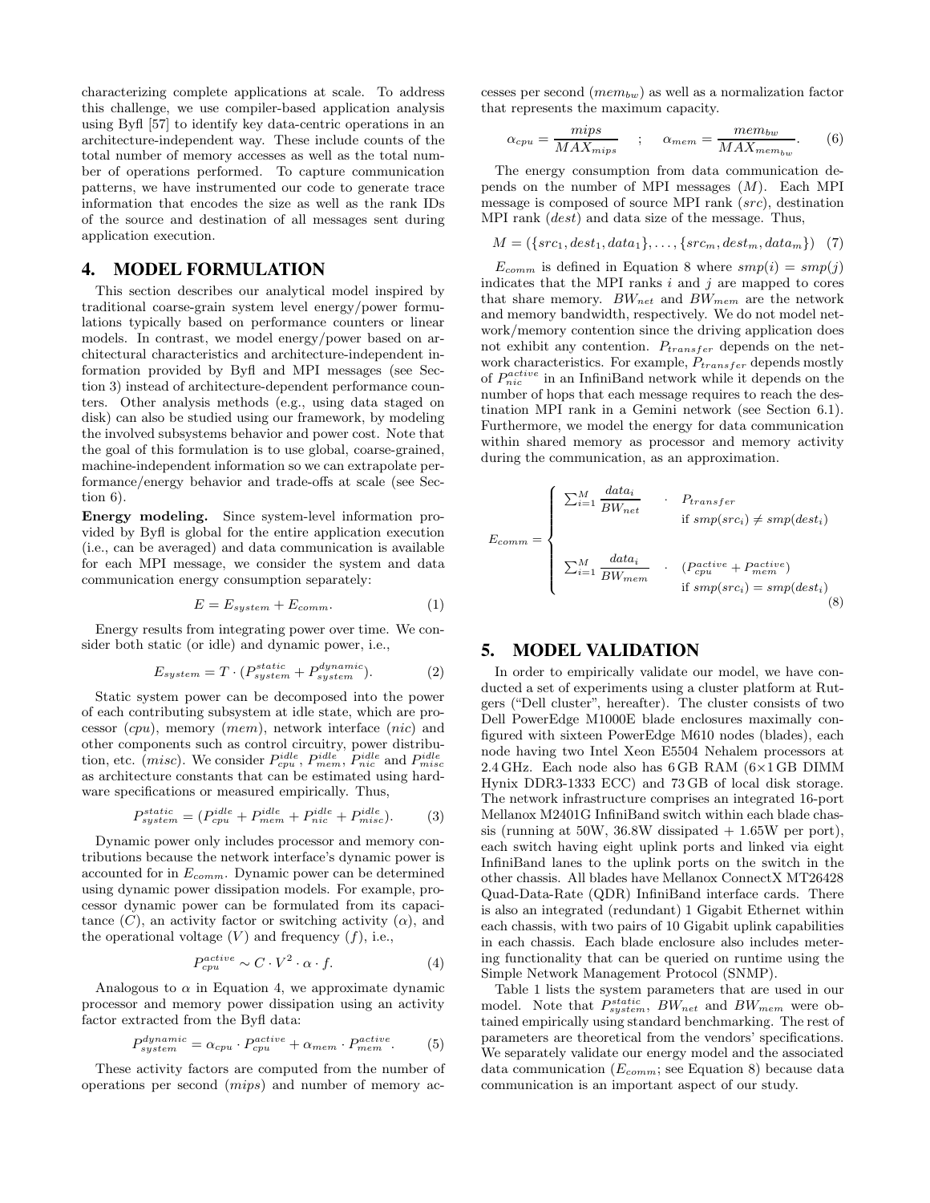characterizing complete applications at scale. To address this challenge, we use compiler-based application analysis using Byfl [57] to identify key data-centric operations in an architecture-independent way. These include counts of the total number of memory accesses as well as the total number of operations performed. To capture communication patterns, we have instrumented our code to generate trace information that encodes the size as well as the rank IDs of the source and destination of all messages sent during application execution.

## 4. MODEL FORMULATION

This section describes our analytical model inspired by traditional coarse-grain system level energy/power formulations typically based on performance counters or linear models. In contrast, we model energy/power based on architectural characteristics and architecture-independent information provided by Byfl and MPI messages (see Section 3) instead of architecture-dependent performance counters. Other analysis methods (e.g., using data staged on disk) can also be studied using our framework, by modeling the involved subsystems behavior and power cost. Note that the goal of this formulation is to use global, coarse-grained, machine-independent information so we can extrapolate performance/energy behavior and trade-offs at scale (see Section 6).

**Energy modeling.** Since system-level information provided by Byfl is global for the entire application execution (i.e., can be averaged) and data communication is available for each MPI message, we consider the system and data communication energy consumption separately:

$$E = E_{system} + E_{comm}. \tag{1}$$

Energy results from integrating power over time. We consider both static (or idle) and dynamic power, i.e.,

$$E_{system} = T \cdot (P_{system}^{static} + P_{system}^{dynamic}). \tag{2}$$

Static system power can be decomposed into the power of each contributing subsystem at idle state, which are processor ($cpu$), memory ($mem$), network interface ($nic$) and other components such as control circuitry, power distribution, etc. ($misc$). We consider $P_{cpu}^{idle}$, $P_{mem}^{idle}$, $P_{nic}^{idle}$ and $P_{misc}^{idle}$ as architecture constants that can be estimated using hardware specifications or measured empirically. Thus,

$$P_{system}^{static} = (P_{cpu}^{idle} + P_{mem}^{idle} + P_{nic}^{idle} + P_{misc}^{idle}). \tag{3}$$

Dynamic power only includes processor and memory contributions because the network interface's dynamic power is accounted for in $E_{comm}$. Dynamic power can be determined using dynamic power dissipation models. For example, processor dynamic power can be formulated from its capacitance ($C$), an activity factor or switching activity ($\alpha$), and the operational voltage ($V$) and frequency ($f$), i.e.,

$$P_{cpu}^{active} \sim C \cdot V^2 \cdot \alpha \cdot f. \tag{4}$$

Analogous to $\alpha$ in Equation 4, we approximate dynamic processor and memory power dissipation using an activity factor extracted from the Byfl data:

$$P_{system}^{dynamic} = \alpha_{cpu} \cdot P_{cpu}^{active} + \alpha_{mem} \cdot P_{mem}^{active}. \tag{5}$$

These activity factors are computed from the number of operations per second ($mips$) and number of memory accesses per second ($mem_{bw}$) as well as a normalization factor that represents the maximum capacity.

$$\alpha_{cpu} = \frac{mips}{MAX_{mips}} \quad ; \quad \alpha_{mem} = \frac{mem_{bw}}{MAX_{mem_{bw}}}. \tag{6}$$

The energy consumption from data communication depends on the number of MPI messages ($M$). Each MPI message is composed of source MPI rank ($src$), destination MPI rank ($dest$) and data size of the message. Thus,

$$M = (\{src_1, dest_1, data_1\}, \ldots, \{src_m, dest_m, data_m\}) \tag{7}$$

$E_{comm}$ is defined in Equation 8 where $smp(i) = smp(j)$ indicates that the MPI ranks $i$ and $j$ are mapped to cores that share memory. $BW_{net}$ and $BW_{mem}$ are the network and memory bandwidth, respectively. We do not model network/memory contention since the driving application does not exhibit any contention. $P_{transfer}$ depends on the network characteristics. For example, $P_{transfer}$ depends mostly of $P_{nic}^{active}$ in an InfiniBand network while it depends on the number of hops that each message requires to reach the destination MPI rank in a Gemini network (see Section 6.1). Furthermore, we model the energy for data communication within shared memory as processor and memory activity during the communication, as an approximation.

$$E_{comm} = \begin{cases} \sum_{i=1}^{M} \dfrac{data_i}{BW_{net}} \cdot P_{transfer} & \text{if } smp(src_i) \neq smp(dest_i) \\[2ex] \sum_{i=1}^{M} \dfrac{data_i}{BW_{mem}} \cdot (P_{cpu}^{active} + P_{mem}^{active}) & \text{if } smp(src_i) = smp(dest_i) \end{cases} \tag{8}$$

## 5. MODEL VALIDATION

In order to empirically validate our model, we have conducted a set of experiments using a cluster platform at Rutgers ("Dell cluster", hereafter). The cluster consists of two Dell PowerEdge M1000E blade enclosures maximally configured with sixteen PowerEdge M610 nodes (blades), each node having two Intel Xeon E5504 Nehalem processors at 2.4 GHz. Each node also has 6 GB RAM (6×1 GB DIMM Hynix DDR3-1333 ECC) and 73 GB of local disk storage. The network infrastructure comprises an integrated 16-port Mellanox M2401G InfiniBand switch within each blade chassis (running at 50W, 36.8W dissipated + 1.65W per port), each switch having eight uplink ports and linked via eight InfiniBand lanes to the uplink ports on the switch in the other chassis. All blades have Mellanox ConnectX MT26428 Quad-Data-Rate (QDR) InfiniBand interface cards. There is also an integrated (redundant) 1 Gigabit Ethernet within each chassis, with two pairs of 10 Gigabit uplink capabilities in each chassis. Each blade enclosure also includes metering functionality that can be queried on runtime using the Simple Network Management Protocol (SNMP).

Table 1 lists the system parameters that are used in our model. Note that $P_{system}^{static}$, $BW_{net}$ and $BW_{mem}$ were obtained empirically using standard benchmarking. The rest of parameters are theoretical from the vendors' specifications. We separately validate our energy model and the associated data communication ($E_{comm}$; see Equation 8) because data communication is an important aspect of our study.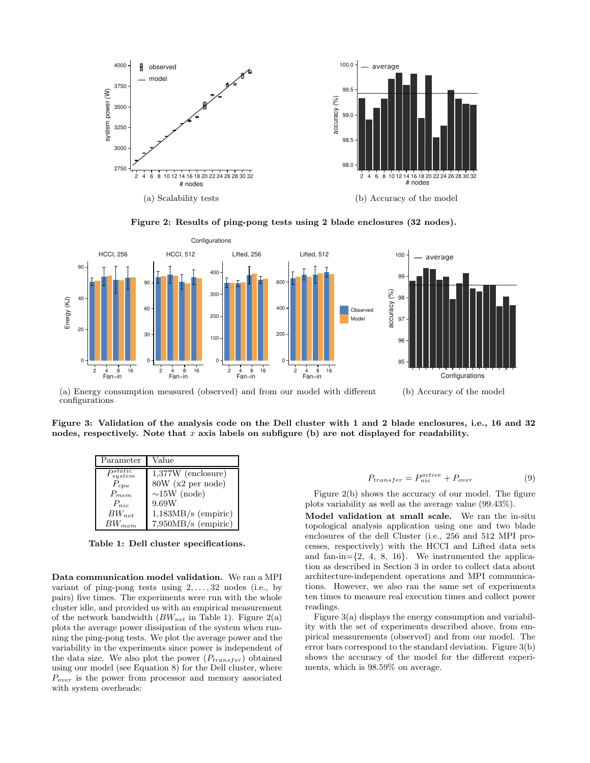(a) Scalability tests

(b) Accuracy of the model

**Figure 2: Results of ping-pong tests using 2 blade enclosures (32 nodes).**

(a) Energy consumption measured (observed) and from our model with different configurations

(b) Accuracy of the model

**Figure 3: Validation of the analysis code on the Dell cluster with 1 and 2 blade enclosures, i.e., 16 and 32 nodes, respectively. Note that $x$ axis labels on subfigure (b) are not displayed for readability.**

| Parameter | Value |
|---|---|
| $P_{system}^{static}$ | 1,377W (enclosure) |
| $P_{cpu}$ | 80W (x2 per node) |
| $P_{mem}$ | ∼15W (node) |
| $P_{nic}$ | 9.69W |
| $BW_{net}$ | 1,183MB/s (empiric) |
| $BW_{mem}$ | 7,950MB/s (empiric) |

**Table 1: Dell cluster specifications.**

**Data communication model validation.** We ran a MPI variant of ping-pong tests using $2, \ldots, 32$ nodes (i.e., by pairs) five times. The experiments were run with the whole cluster idle, and provided us with an empirical measurement of the network bandwidth ($BW_{net}$ in Table 1). Figure 2(a) plots the average power dissipation of the system when running the ping-pong tests. We plot the average power and the variability in the experiments since power is independent of the data size. We also plot the power ($P_{transfer}$) obtained using our model (see Equation 8) for the Dell cluster, where $P_{over}$ is the power from processor and memory associated with system overheads:

$$P_{transfer} = P_{nic}^{active} + P_{over} \tag{9}$$

Figure 2(b) shows the accuracy of our model. The figure plots variability as well as the average value (99.43%).

**Model validation at small scale.** We ran the in-situ topological analysis application using one and two blade enclosures of the dell Cluster (i.e., 256 and 512 MPI processes, respectively) with the HCCI and Lifted data sets and fan-in={2, 4, 8, 16}. We instrumented the application as described in Section 3 in order to collect data about architecture-independent operations and MPI communications. However, we also ran the same set of experiments ten times to measure real execution times and collect power readings.

Figure 3(a) displays the energy consumption and variability with the set of experiments described above, from empirical measurements (observed) and from our model. The error bars correspond to the standard deviation. Figure 3(b) shows the accuracy of the model for the different experiments, which is 98.59% on average.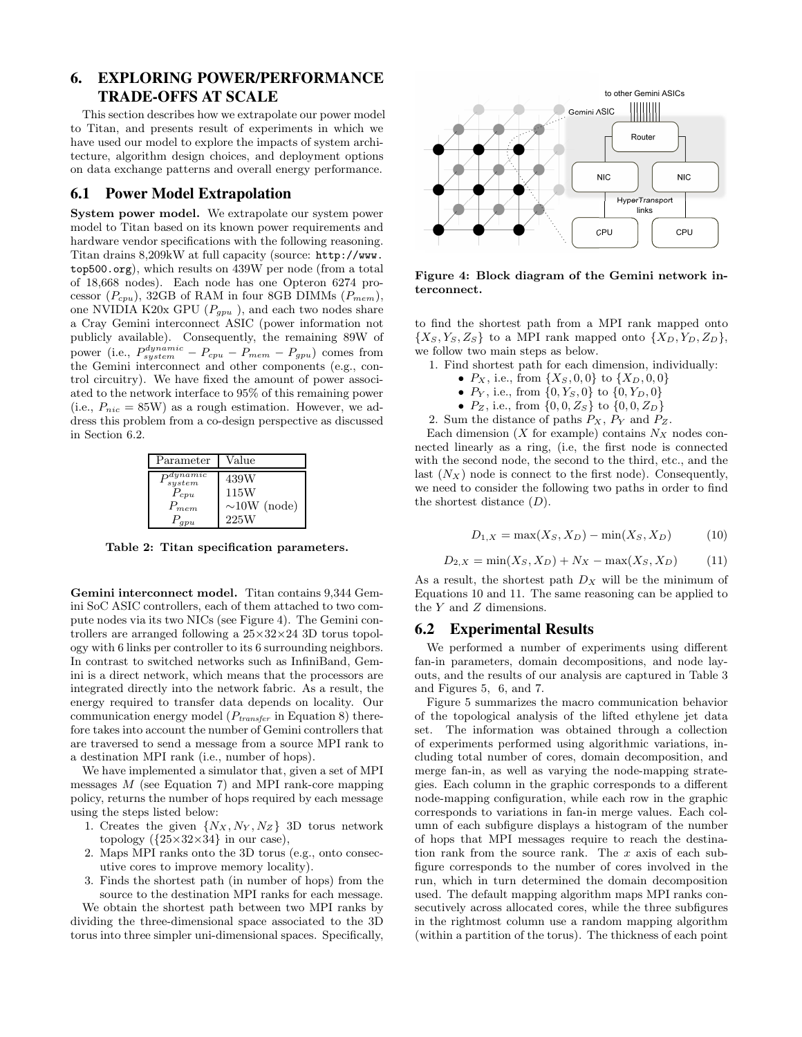## 6. EXPLORING POWER/PERFORMANCE TRADE-OFFS AT SCALE

This section describes how we extrapolate our power model to Titan, and presents result of experiments in which we have used our model to explore the impacts of system architecture, algorithm design choices, and deployment options on data exchange patterns and overall energy performance.

### 6.1 Power Model Extrapolation

**System power model.** We extrapolate our system power model to Titan based on its known power requirements and hardware vendor specifications with the following reasoning. Titan drains 8,209kW at full capacity (source: `http://www.top500.org`), which results on 439W per node (from a total of 18,668 nodes). Each node has one Opteron 6274 processor ($P_{cpu}$), 32GB of RAM in four 8GB DIMMs ($P_{mem}$), one NVIDIA K20x GPU ($P_{gpu}$ ), and each two nodes share a Cray Gemini interconnect ASIC (power information not publicly available). Consequently, the remaining 89W of power (i.e., $P^{dynamic}_{system} - P_{cpu} - P_{mem} - P_{gpu}$) comes from the Gemini interconnect and other components (e.g., control circuitry). We have fixed the amount of power associated to the network interface to 95% of this remaining power (i.e., $P_{nic} = 85$W) as a rough estimation. However, we address this problem from a co-design perspective as discussed in Section 6.2.

| Parameter | Value |
|---|---|
| $P^{dynamic}_{system}$ | 439W |
| $P_{cpu}$ | 115W |
| $P_{mem}$ | ~10W (node) |
| $P_{gpu}$ | 225W |

**Table 2: Titan specification parameters.**

**Gemini interconnect model.** Titan contains 9,344 Gemini SoC ASIC controllers, each of them attached to two compute nodes via its two NICs (see Figure 4). The Gemini controllers are arranged following a 25×32×24 3D torus topology with 6 links per controller to its 6 surrounding neighbors. In contrast to switched networks such as InfiniBand, Gemini is a direct network, which means that the processors are integrated directly into the network fabric. As a result, the energy required to transfer data depends on locality. Our communication energy model ($P_{transfer}$ in Equation 8) therefore takes into account the number of Gemini controllers that are traversed to send a message from a source MPI rank to a destination MPI rank (i.e., number of hops).

We have implemented a simulator that, given a set of MPI messages $M$ (see Equation 7) and MPI rank-core mapping policy, returns the number of hops required by each message using the steps listed below:

1. Creates the given $\{N_X, N_Y, N_Z\}$ 3D torus network topology ($\{25\times32\times34\}$ in our case),
2. Maps MPI ranks onto the 3D torus (e.g., onto consecutive cores to improve memory locality).
3. Finds the shortest path (in number of hops) from the source to the destination MPI ranks for each message.

We obtain the shortest path between two MPI ranks by dividing the three-dimensional space associated to the 3D torus into three simpler uni-dimensional spaces. Specifically, to find the shortest path from a MPI rank mapped onto $\{X_S, Y_S, Z_S\}$ to a MPI rank mapped onto $\{X_D, Y_D, Z_D\}$, we follow two main steps as below.

1. Find shortest path for each dimension, individually:
   - $P_X$, i.e., from $\{X_S, 0, 0\}$ to $\{X_D, 0, 0\}$
   - $P_Y$, i.e., from $\{0, Y_S, 0\}$ to $\{0, Y_D, 0\}$
   - $P_Z$, i.e., from $\{0, 0, Z_S\}$ to $\{0, 0, Z_D\}$
2. Sum the distance of paths $P_X$, $P_Y$ and $P_Z$.

Each dimension ($X$ for example) contains $N_X$ nodes connected linearly as a ring, (i.e, the first node is connected with the second node, the second to the third, etc., and the last ($N_X$) node is connect to the first node). Consequently, we need to consider the following two paths in order to find the shortest distance ($D$).

$$D_{1,X} = \max(X_S, X_D) - \min(X_S, X_D) \tag{10}$$

$$D_{2,X} = \min(X_S, X_D) + N_X - \max(X_S, X_D) \tag{11}$$

As a result, the shortest path $D_X$ will be the minimum of Equations 10 and 11. The same reasoning can be applied to the $Y$ and $Z$ dimensions.

Figure 4: Block diagram of the Gemini network interconnect.

### 6.2 Experimental Results

We performed a number of experiments using different fan-in parameters, domain decompositions, and node layouts, and the results of our analysis are captured in Table 3 and Figures 5, 6, and 7.

Figure 5 summarizes the macro communication behavior of the topological analysis of the lifted ethylene jet data set. The information was obtained through a collection of experiments performed using algorithmic variations, including total number of cores, domain decomposition, and merge fan-in, as well as varying the node-mapping strategies. Each column in the graphic corresponds to a different node-mapping configuration, while each row in the graphic corresponds to variations in fan-in merge values. Each column of each subfigure displays a histogram of the number of hops that MPI messages require to reach the destination rank from the source rank. The $x$ axis of each subfigure corresponds to the number of cores involved in the run, which in turn determined the domain decomposition used. The default mapping algorithm maps MPI ranks consecutively across allocated cores, while the three subfigures in the rightmost column use a random mapping algorithm (within a partition of the torus). The thickness of each point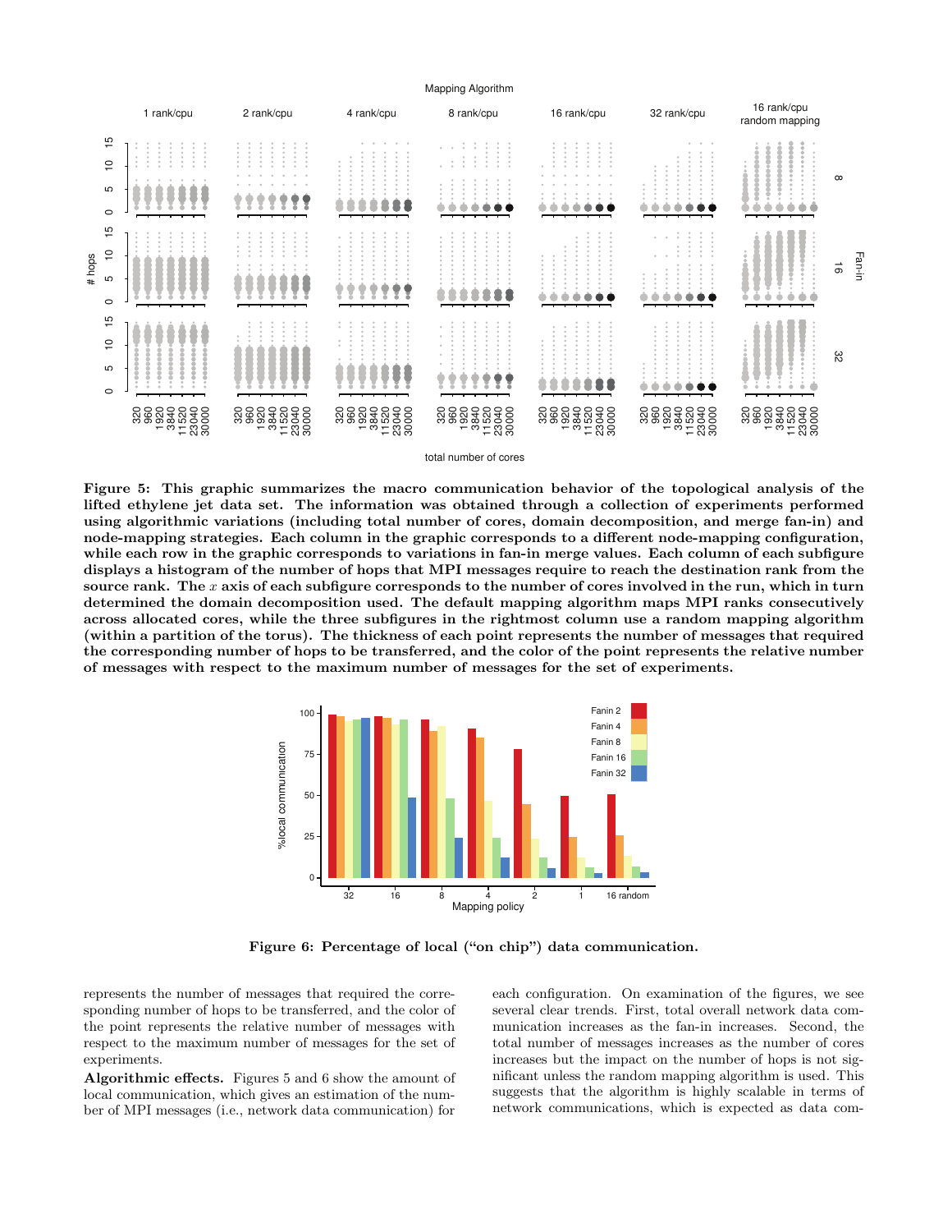**Figure 5: This graphic summarizes the macro communication behavior of the topological analysis of the lifted ethylene jet data set. The information was obtained through a collection of experiments performed using algorithmic variations (including total number of cores, domain decomposition, and merge fan-in) and node-mapping strategies. Each column in the graphic corresponds to a different node-mapping configuration, while each row in the graphic corresponds to variations in fan-in merge values. Each column of each subfigure displays a histogram of the number of hops that MPI messages require to reach the destination rank from the source rank. The $x$ axis of each subfigure corresponds to the number of cores involved in the run, which in turn determined the domain decomposition used. The default mapping algorithm maps MPI ranks consecutively across allocated cores, while the three subfigures in the rightmost column use a random mapping algorithm (within a partition of the torus). The thickness of each point represents the number of messages that required the corresponding number of hops to be transferred, and the color of the point represents the relative number of messages with respect to the maximum number of messages for the set of experiments.**

**Figure 6: Percentage of local ("on chip") data communication.**

represents the number of messages that required the corresponding number of hops to be transferred, and the color of the point represents the relative number of messages with respect to the maximum number of messages for the set of experiments.

**Algorithmic effects.** Figures 5 and 6 show the amount of local communication, which gives an estimation of the number of MPI messages (i.e., network data communication) for each configuration. On examination of the figures, we see several clear trends. First, total overall network data communication increases as the fan-in increases. Second, the total number of messages increases as the number of cores increases but the impact on the number of hops is not significant unless the random mapping algorithm is used. This suggests that the algorithm is highly scalable in terms of network communications, which is expected as data com-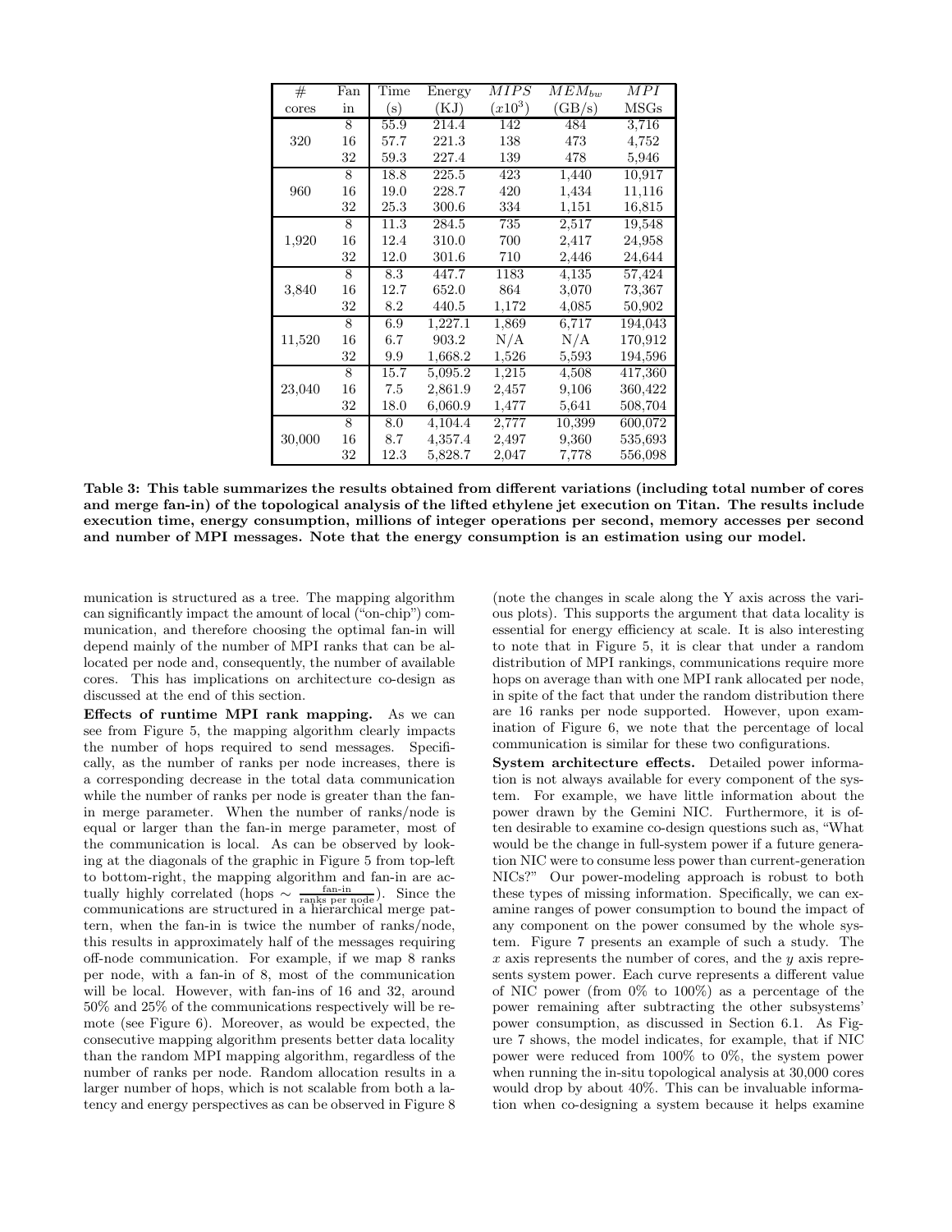| # cores | Fan in | Time (s) | Energy (KJ) | $MIPS$ $(x10^3)$ | $MEM_{bw}$ (GB/s) | $MPI$ MSGs |
|---|---|---|---|---|---|---|
| 320 | 8 | 55.9 | 214.4 | 142 | 484 | 3,716 |
| | 16 | 57.7 | 221.3 | 138 | 473 | 4,752 |
| | 32 | 59.3 | 227.4 | 139 | 478 | 5,946 |
| 960 | 8 | 18.8 | 225.5 | 423 | 1,440 | 10,917 |
| | 16 | 19.0 | 228.7 | 420 | 1,434 | 11,116 |
| | 32 | 25.3 | 300.6 | 334 | 1,151 | 16,815 |
| 1,920 | 8 | 11.3 | 284.5 | 735 | 2,517 | 19,548 |
| | 16 | 12.4 | 310.0 | 700 | 2,417 | 24,958 |
| | 32 | 12.0 | 301.6 | 710 | 2,446 | 24,644 |
| 3,840 | 8 | 8.3 | 447.7 | 1183 | 4,135 | 57,424 |
| | 16 | 12.7 | 652.0 | 864 | 3,070 | 73,367 |
| | 32 | 8.2 | 440.5 | 1,172 | 4,085 | 50,902 |
| 11,520 | 8 | 6.9 | 1,227.1 | 1,869 | 6,717 | 194,043 |
| | 16 | 6.7 | 903.2 | N/A | N/A | 170,912 |
| | 32 | 9.9 | 1,668.2 | 1,526 | 5,593 | 194,596 |
| 23,040 | 8 | 15.7 | 5,095.2 | 1,215 | 4,508 | 417,360 |
| | 16 | 7.5 | 2,861.9 | 2,457 | 9,106 | 360,422 |
| | 32 | 18.0 | 6,060.9 | 1,477 | 5,641 | 508,704 |
| 30,000 | 8 | 8.0 | 4,104.4 | 2,777 | 10,399 | 600,072 |
| | 16 | 8.7 | 4,357.4 | 2,497 | 9,360 | 535,693 |
| | 32 | 12.3 | 5,828.7 | 2,047 | 7,778 | 556,098 |

**Table 3: This table summarizes the results obtained from different variations (including total number of cores and merge fan-in) of the topological analysis of the lifted ethylene jet execution on Titan. The results include execution time, energy consumption, millions of integer operations per second, memory accesses per second and number of MPI messages. Note that the energy consumption is an estimation using our model.**

munication is structured as a tree. The mapping algorithm can significantly impact the amount of local ("on-chip") communication, and therefore choosing the optimal fan-in will depend mainly of the number of MPI ranks that can be allocated per node and, consequently, the number of available cores. This has implications on architecture co-design as discussed at the end of this section.

**Effects of runtime MPI rank mapping.** As we can see from Figure 5, the mapping algorithm clearly impacts the number of hops required to send messages. Specifically, as the number of ranks per node increases, there is a corresponding decrease in the total data communication while the number of ranks per node is greater than the fan-in merge parameter. When the number of ranks/node is equal or larger than the fan-in merge parameter, most of the communication is local. As can be observed by looking at the diagonals of the graphic in Figure 5 from top-left to bottom-right, the mapping algorithm and fan-in are actually highly correlated (hops $\sim \frac{\text{fan-in}}{\text{ranks per node}}$). Since the communications are structured in a hierarchical merge pattern, when the fan-in is twice the number of ranks/node, this results in approximately half of the messages requiring off-node communication. For example, if we map 8 ranks per node, with a fan-in of 8, most of the communication will be local. However, with fan-ins of 16 and 32, around 50% and 25% of the communications respectively will be remote (see Figure 6). Moreover, as would be expected, the consecutive mapping algorithm presents better data locality than the random MPI mapping algorithm, regardless of the number of ranks per node. Random allocation results in a larger number of hops, which is not scalable from both a latency and energy perspectives as can be observed in Figure 8 (note the changes in scale along the Y axis across the various plots). This supports the argument that data locality is essential for energy efficiency at scale. It is also interesting to note that in Figure 5, it is clear that under a random distribution of MPI rankings, communications require more hops on average than with one MPI rank allocated per node, in spite of the fact that under the random distribution there are 16 ranks per node supported. However, upon examination of Figure 6, we note that the percentage of local communication is similar for these two configurations.

**System architecture effects.** Detailed power information is not always available for every component of the system. For example, we have little information about the power drawn by the Gemini NIC. Furthermore, it is often desirable to examine co-design questions such as, "What would be the change in full-system power if a future generation NIC were to consume less power than current-generation NICs?" Our power-modeling approach is robust to both these types of missing information. Specifically, we can examine ranges of power consumption to bound the impact of any component on the power consumed by the whole system. Figure 7 presents an example of such a study. The $x$ axis represents the number of cores, and the $y$ axis represents system power. Each curve represents a different value of NIC power (from 0% to 100%) as a percentage of the power remaining after subtracting the other subsystems' power consumption, as discussed in Section 6.1. As Figure 7 shows, the model indicates, for example, that if NIC power were reduced from 100% to 0%, the system power when running the in-situ topological analysis at 30,000 cores would drop by about 40%. This can be invaluable information when co-designing a system because it helps examine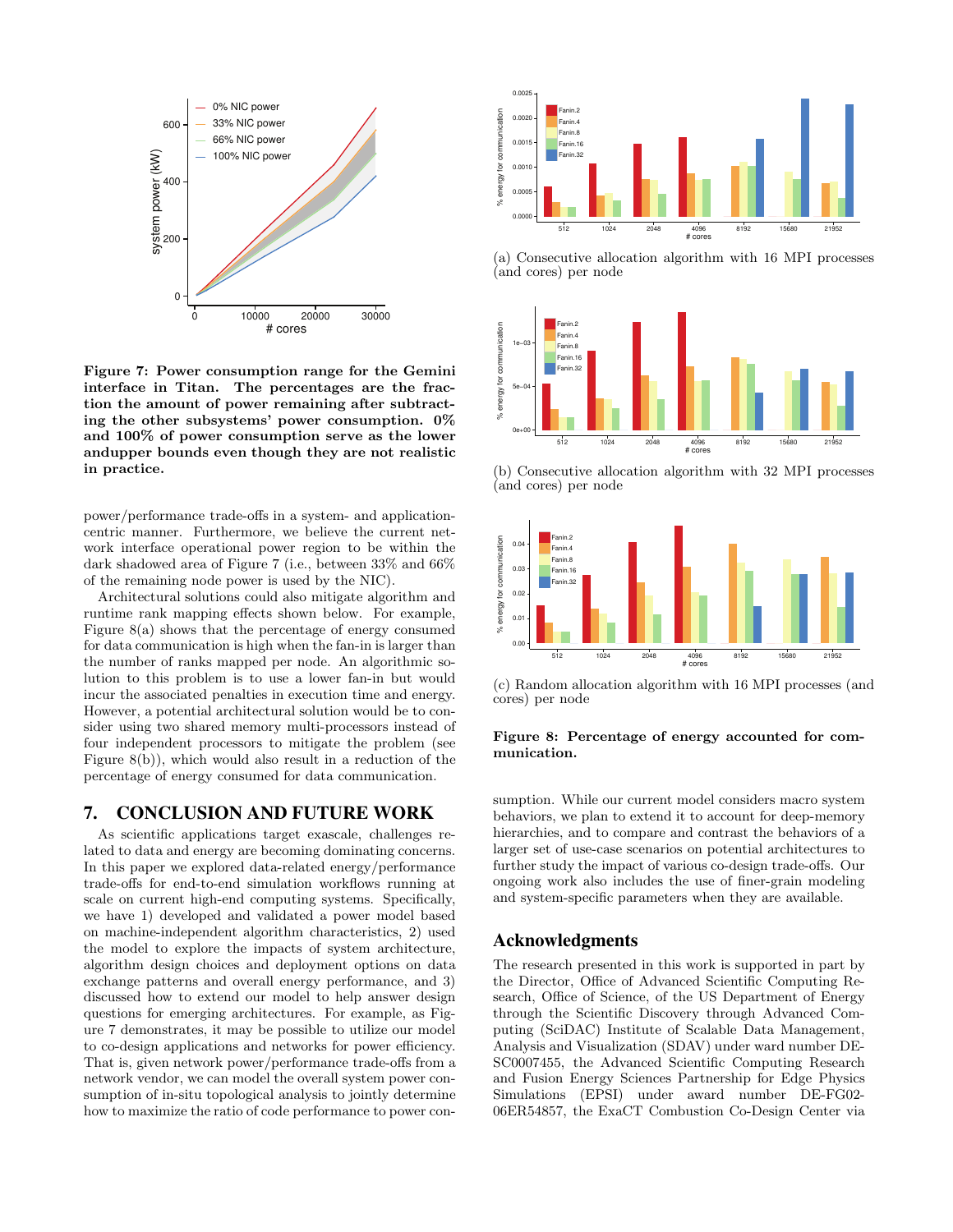**Figure 7: Power consumption range for the Gemini interface in Titan. The percentages are the fraction the amount of power remaining after subtracting the other subsystems' power consumption. 0% and 100% of power consumption serve as the lower andupper bounds even though they are not realistic in practice.**

power/performance trade-offs in a system- and application-centric manner. Furthermore, we believe the current network interface operational power region to be within the dark shadowed area of Figure 7 (i.e., between 33% and 66% of the remaining node power is used by the NIC).

Architectural solutions could also mitigate algorithm and runtime rank mapping effects shown below. For example, Figure 8(a) shows that the percentage of energy consumed for data communication is high when the fan-in is larger than the number of ranks mapped per node. An algorithmic solution to this problem is to use a lower fan-in but would incur the associated penalties in execution time and energy. However, a potential architectural solution would be to consider using two shared memory multi-processors instead of four independent processors to mitigate the problem (see Figure 8(b)), which would also result in a reduction of the percentage of energy consumed for data communication.

## 7. CONCLUSION AND FUTURE WORK

As scientific applications target exascale, challenges related to data and energy are becoming dominating concerns. In this paper we explored data-related energy/performance trade-offs for end-to-end simulation workflows running at scale on current high-end computing systems. Specifically, we have 1) developed and validated a power model based on machine-independent algorithm characteristics, 2) used the model to explore the impacts of system architecture, algorithm design choices and deployment options on data exchange patterns and overall energy performance, and 3) discussed how to extend our model to help answer design questions for emerging architectures. For example, as Figure 7 demonstrates, it may be possible to utilize our model to co-design applications and networks for power efficiency. That is, given network power/performance trade-offs from a network vendor, we can model the overall system power consumption of in-situ topological analysis to jointly determine how to maximize the ratio of code performance to power consumption. While our current model considers macro system behaviors, we plan to extend it to account for deep-memory hierarchies, and to compare and contrast the behaviors of a larger set of use-case scenarios on potential architectures to further study the impact of various co-design trade-offs. Our ongoing work also includes the use of finer-grain modeling and system-specific parameters when they are available.

(a) Consecutive allocation algorithm with 16 MPI processes (and cores) per node

(b) Consecutive allocation algorithm with 32 MPI processes (and cores) per node

(c) Random allocation algorithm with 16 MPI processes (and cores) per node

**Figure 8: Percentage of energy accounted for communication.**

## Acknowledgments

The research presented in this work is supported in part by the Director, Office of Advanced Scientific Computing Research, Office of Science, of the US Department of Energy through the Scientific Discovery through Advanced Computing (SciDAC) Institute of Scalable Data Management, Analysis and Visualization (SDAV) under ward number DE-SC0007455, the Advanced Scientific Computing Research and Fusion Energy Sciences Partnership for Edge Physics Simulations (EPSI) under award number DE-FG02-06ER54857, the ExaCT Combustion Co-Design Center via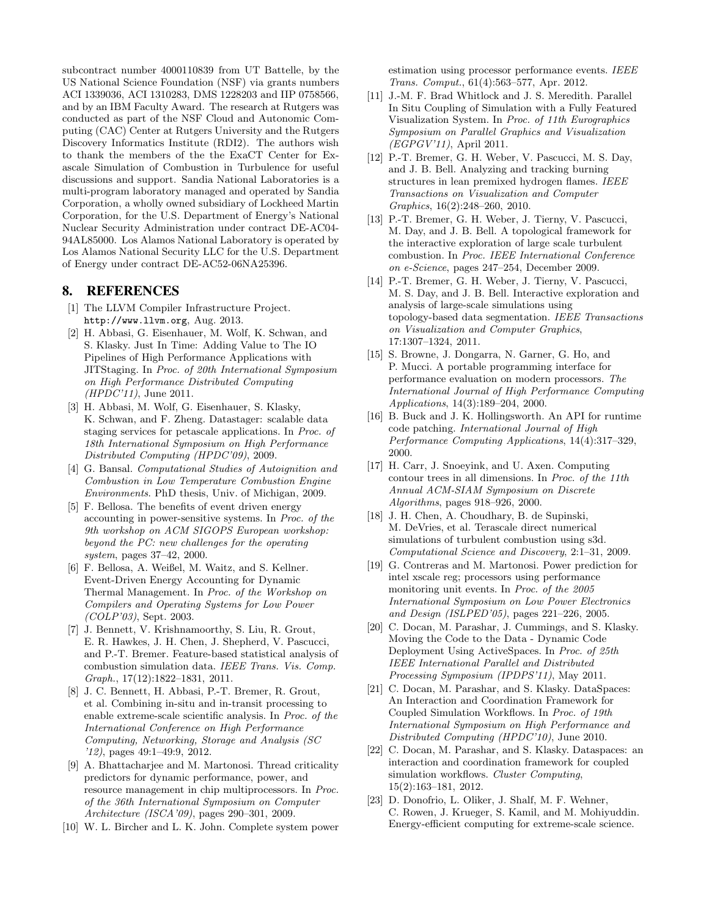subcontract number 4000110839 from UT Battelle, by the US National Science Foundation (NSF) via grants numbers ACI 1339036, ACI 1310283, DMS 1228203 and IIP 0758566, and by an IBM Faculty Award. The research at Rutgers was conducted as part of the NSF Cloud and Autonomic Computing (CAC) Center at Rutgers University and the Rutgers Discovery Informatics Institute (RDI2). The authors wish to thank the members of the the ExaCT Center for Exascale Simulation of Combustion in Turbulence for useful discussions and support. Sandia National Laboratories is a multi-program laboratory managed and operated by Sandia Corporation, a wholly owned subsidiary of Lockheed Martin Corporation, for the U.S. Department of Energy's National Nuclear Security Administration under contract DE-AC04-94AL85000. Los Alamos National Laboratory is operated by Los Alamos National Security LLC for the U.S. Department of Energy under contract DE-AC52-06NA25396.

## 8. REFERENCES

[1] The LLVM Compiler Infrastructure Project. `http://www.llvm.org`, Aug. 2013.

[2] H. Abbasi, G. Eisenhauer, M. Wolf, K. Schwan, and S. Klasky. Just In Time: Adding Value to The IO Pipelines of High Performance Applications with JITStaging. In *Proc. of 20th International Symposium on High Performance Distributed Computing (HPDC'11)*, June 2011.

[3] H. Abbasi, M. Wolf, G. Eisenhauer, S. Klasky, K. Schwan, and F. Zheng. Datastager: scalable data staging services for petascale applications. In *Proc. of 18th International Symposium on High Performance Distributed Computing (HPDC'09)*, 2009.

[4] G. Bansal. *Computational Studies of Autoignition and Combustion in Low Temperature Combustion Engine Environments*. PhD thesis, Univ. of Michigan, 2009.

[5] F. Bellosa. The benefits of event driven energy accounting in power-sensitive systems. In *Proc. of the 9th workshop on ACM SIGOPS European workshop: beyond the PC: new challenges for the operating system*, pages 37–42, 2000.

[6] F. Bellosa, A. Weißel, M. Waitz, and S. Kellner. Event-Driven Energy Accounting for Dynamic Thermal Management. In *Proc. of the Workshop on Compilers and Operating Systems for Low Power (COLP'03)*, Sept. 2003.

[7] J. Bennett, V. Krishnamoorthy, S. Liu, R. Grout, E. R. Hawkes, J. H. Chen, J. Shepherd, V. Pascucci, and P.-T. Bremer. Feature-based statistical analysis of combustion simulation data. *IEEE Trans. Vis. Comp. Graph.*, 17(12):1822–1831, 2011.

[8] J. C. Bennett, H. Abbasi, P.-T. Bremer, R. Grout, et al. Combining in-situ and in-transit processing to enable extreme-scale scientific analysis. In *Proc. of the International Conference on High Performance Computing, Networking, Storage and Analysis (SC '12)*, pages 49:1–49:9, 2012.

[9] A. Bhattacharjee and M. Martonosi. Thread criticality predictors for dynamic performance, power, and resource management in chip multiprocessors. In *Proc. of the 36th International Symposium on Computer Architecture (ISCA'09)*, pages 290–301, 2009.

[10] W. L. Bircher and L. K. John. Complete system power estimation using processor performance events. *IEEE Trans. Comput.*, 61(4):563–577, Apr. 2012.

[11] J.-M. F. Brad Whitlock and J. S. Meredith. Parallel In Situ Coupling of Simulation with a Fully Featured Visualization System. In *Proc. of 11th Eurographics Symposium on Parallel Graphics and Visualization (EGPGV'11)*, April 2011.

[12] P.-T. Bremer, G. H. Weber, V. Pascucci, M. S. Day, and J. B. Bell. Analyzing and tracking burning structures in lean premixed hydrogen flames. *IEEE Transactions on Visualization and Computer Graphics*, 16(2):248–260, 2010.

[13] P.-T. Bremer, G. H. Weber, J. Tierny, V. Pascucci, M. Day, and J. B. Bell. A topological framework for the interactive exploration of large scale turbulent combustion. In *Proc. IEEE International Conference on e-Science*, pages 247–254, December 2009.

[14] P.-T. Bremer, G. H. Weber, J. Tierny, V. Pascucci, M. S. Day, and J. B. Bell. Interactive exploration and analysis of large-scale simulations using topology-based data segmentation. *IEEE Transactions on Visualization and Computer Graphics*, 17:1307–1324, 2011.

[15] S. Browne, J. Dongarra, N. Garner, G. Ho, and P. Mucci. A portable programming interface for performance evaluation on modern processors. *The International Journal of High Performance Computing Applications*, 14(3):189–204, 2000.

[16] B. Buck and J. K. Hollingsworth. An API for runtime code patching. *International Journal of High Performance Computing Applications*, 14(4):317–329, 2000.

[17] H. Carr, J. Snoeyink, and U. Axen. Computing contour trees in all dimensions. In *Proc. of the 11th Annual ACM-SIAM Symposium on Discrete Algorithms*, pages 918–926, 2000.

[18] J. H. Chen, A. Choudhary, B. de Supinski, M. DeVries, et al. Terascale direct numerical simulations of turbulent combustion using s3d. *Computational Science and Discovery*, 2:1–31, 2009.

[19] G. Contreras and M. Martonosi. Power prediction for intel xscale reg; processors using performance monitoring unit events. In *Proc. of the 2005 International Symposium on Low Power Electronics and Design (ISLPED'05)*, pages 221–226, 2005.

[20] C. Docan, M. Parashar, J. Cummings, and S. Klasky. Moving the Code to the Data - Dynamic Code Deployment Using ActiveSpaces. In *Proc. of 25th IEEE International Parallel and Distributed Processing Symposium (IPDPS'11)*, May 2011.

[21] C. Docan, M. Parashar, and S. Klasky. DataSpaces: An Interaction and Coordination Framework for Coupled Simulation Workflows. In *Proc. of 19th International Symposium on High Performance and Distributed Computing (HPDC'10)*, June 2010.

[22] C. Docan, M. Parashar, and S. Klasky. Dataspaces: an interaction and coordination framework for coupled simulation workflows. *Cluster Computing*, 15(2):163–181, 2012.

[23] D. Donofrio, L. Oliker, J. Shalf, M. F. Wehner, C. Rowen, J. Krueger, S. Kamil, and M. Mohiyuddin. Energy-efficient computing for extreme-scale science.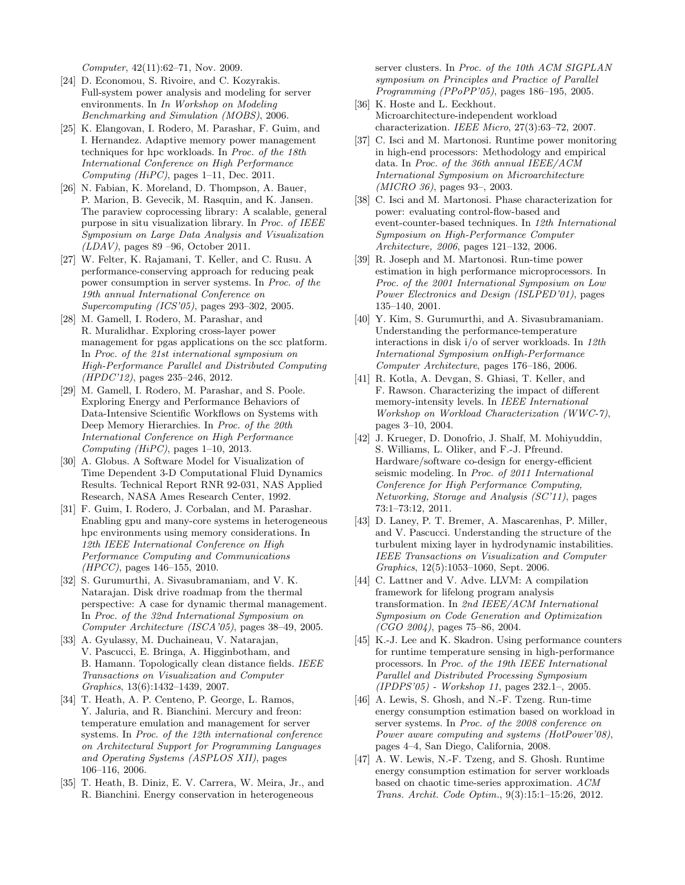*Computer*, 42(11):62–71, Nov. 2009.

[24] D. Economou, S. Rivoire, and C. Kozyrakis. Full-system power analysis and modeling for server environments. In *In Workshop on Modeling Benchmarking and Simulation (MOBS)*, 2006.

[25] K. Elangovan, I. Rodero, M. Parashar, F. Guim, and I. Hernandez. Adaptive memory power management techniques for hpc workloads. In *Proc. of the 18th International Conference on High Performance Computing (HiPC)*, pages 1–11, Dec. 2011.

[26] N. Fabian, K. Moreland, D. Thompson, A. Bauer, P. Marion, B. Gevecik, M. Rasquin, and K. Jansen. The paraview coprocessing library: A scalable, general purpose in situ visualization library. In *Proc. of IEEE Symposium on Large Data Analysis and Visualization (LDAV)*, pages 89 –96, October 2011.

[27] W. Felter, K. Rajamani, T. Keller, and C. Rusu. A performance-conserving approach for reducing peak power consumption in server systems. In *Proc. of the 19th annual International Conference on Supercomputing (ICS'05)*, pages 293–302, 2005.

[28] M. Gamell, I. Rodero, M. Parashar, and R. Muralidhar. Exploring cross-layer power management for pgas applications on the scc platform. In *Proc. of the 21st international symposium on High-Performance Parallel and Distributed Computing (HPDC'12)*, pages 235–246, 2012.

[29] M. Gamell, I. Rodero, M. Parashar, and S. Poole. Exploring Energy and Performance Behaviors of Data-Intensive Scientific Workflows on Systems with Deep Memory Hierarchies. In *Proc. of the 20th International Conference on High Performance Computing (HiPC)*, pages 1–10, 2013.

[30] A. Globus. A Software Model for Visualization of Time Dependent 3-D Computational Fluid Dynamics Results. Technical Report RNR 92-031, NAS Applied Research, NASA Ames Research Center, 1992.

[31] F. Guim, I. Rodero, J. Corbalan, and M. Parashar. Enabling gpu and many-core systems in heterogeneous hpc environments using memory considerations. In *12th IEEE International Conference on High Performance Computing and Communications (HPCC)*, pages 146–155, 2010.

[32] S. Gurumurthi, A. Sivasubramaniam, and V. K. Natarajan. Disk drive roadmap from the thermal perspective: A case for dynamic thermal management. In *Proc. of the 32nd International Symposium on Computer Architecture (ISCA'05)*, pages 38–49, 2005.

[33] A. Gyulassy, M. Duchaineau, V. Natarajan, V. Pascucci, E. Bringa, A. Higginbotham, and B. Hamann. Topologically clean distance fields. *IEEE Transactions on Visualization and Computer Graphics*, 13(6):1432–1439, 2007.

[34] T. Heath, A. P. Centeno, P. George, L. Ramos, Y. Jaluria, and R. Bianchini. Mercury and freon: temperature emulation and management for server systems. In *Proc. of the 12th international conference on Architectural Support for Programming Languages and Operating Systems (ASPLOS XII)*, pages 106–116, 2006.

[35] T. Heath, B. Diniz, E. V. Carrera, W. Meira, Jr., and R. Bianchini. Energy conservation in heterogeneous server clusters. In *Proc. of the 10th ACM SIGPLAN symposium on Principles and Practice of Parallel Programming (PPoPP'05)*, pages 186–195, 2005.

[36] K. Hoste and L. Eeckhout. Microarchitecture-independent workload characterization. *IEEE Micro*, 27(3):63–72, 2007.

[37] C. Isci and M. Martonosi. Runtime power monitoring in high-end processors: Methodology and empirical data. In *Proc. of the 36th annual IEEE/ACM International Symposium on Microarchitecture (MICRO 36)*, pages 93–, 2003.

[38] C. Isci and M. Martonosi. Phase characterization for power: evaluating control-flow-based and event-counter-based techniques. In *12th International Symposium on High-Performance Computer Architecture, 2006*, pages 121–132, 2006.

[39] R. Joseph and M. Martonosi. Run-time power estimation in high performance microprocessors. In *Proc. of the 2001 International Symposium on Low Power Electronics and Design (ISLPED'01)*, pages 135–140, 2001.

[40] Y. Kim, S. Gurumurthi, and A. Sivasubramaniam. Understanding the performance-temperature interactions in disk i/o of server workloads. In *12th International Symposium onHigh-Performance Computer Architecture*, pages 176–186, 2006.

[41] R. Kotla, A. Devgan, S. Ghiasi, T. Keller, and F. Rawson. Characterizing the impact of different memory-intensity levels. In *IEEE International Workshop on Workload Characterization (WWC-7)*, pages 3–10, 2004.

[42] J. Krueger, D. Donofrio, J. Shalf, M. Mohiyuddin, S. Williams, L. Oliker, and F.-J. Pfreund. Hardware/software co-design for energy-efficient seismic modeling. In *Proc. of 2011 International Conference for High Performance Computing, Networking, Storage and Analysis (SC'11)*, pages 73:1–73:12, 2011.

[43] D. Laney, P. T. Bremer, A. Mascarenhas, P. Miller, and V. Pascucci. Understanding the structure of the turbulent mixing layer in hydrodynamic instabilities. *IEEE Transactions on Visualization and Computer Graphics*, 12(5):1053–1060, Sept. 2006.

[44] C. Lattner and V. Adve. LLVM: A compilation framework for lifelong program analysis transformation. In *2nd IEEE/ACM International Symposium on Code Generation and Optimization (CGO 2004)*, pages 75–86, 2004.

[45] K.-J. Lee and K. Skadron. Using performance counters for runtime temperature sensing in high-performance processors. In *Proc. of the 19th IEEE International Parallel and Distributed Processing Symposium (IPDPS'05) - Workshop 11*, pages 232.1–, 2005.

[46] A. Lewis, S. Ghosh, and N.-F. Tzeng. Run-time energy consumption estimation based on workload in server systems. In *Proc. of the 2008 conference on Power aware computing and systems (HotPower'08)*, pages 4–4, San Diego, California, 2008.

[47] A. W. Lewis, N.-F. Tzeng, and S. Ghosh. Runtime energy consumption estimation for server workloads based on chaotic time-series approximation. *ACM Trans. Archit. Code Optim.*, 9(3):15:1–15:26, 2012.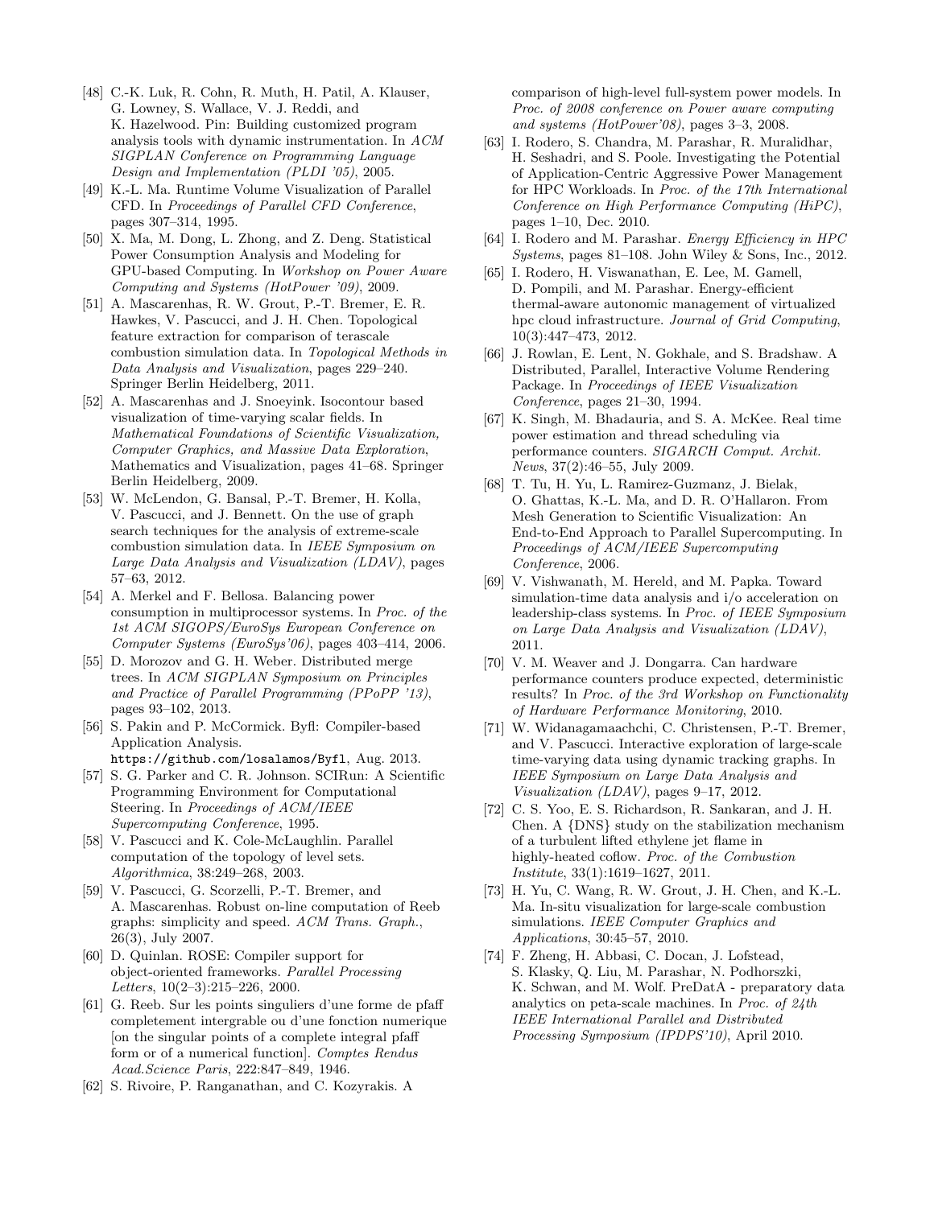[48] C.-K. Luk, R. Cohn, R. Muth, H. Patil, A. Klauser, G. Lowney, S. Wallace, V. J. Reddi, and K. Hazelwood. Pin: Building customized program analysis tools with dynamic instrumentation. In *ACM SIGPLAN Conference on Programming Language Design and Implementation (PLDI '05)*, 2005.

[49] K.-L. Ma. Runtime Volume Visualization of Parallel CFD. In *Proceedings of Parallel CFD Conference*, pages 307–314, 1995.

[50] X. Ma, M. Dong, L. Zhong, and Z. Deng. Statistical Power Consumption Analysis and Modeling for GPU-based Computing. In *Workshop on Power Aware Computing and Systems (HotPower '09)*, 2009.

[51] A. Mascarenhas, R. W. Grout, P.-T. Bremer, E. R. Hawkes, V. Pascucci, and J. H. Chen. Topological feature extraction for comparison of terascale combustion simulation data. In *Topological Methods in Data Analysis and Visualization*, pages 229–240. Springer Berlin Heidelberg, 2011.

[52] A. Mascarenhas and J. Snoeyink. Isocontour based visualization of time-varying scalar fields. In *Mathematical Foundations of Scientific Visualization, Computer Graphics, and Massive Data Exploration*, Mathematics and Visualization, pages 41–68. Springer Berlin Heidelberg, 2009.

[53] W. McLendon, G. Bansal, P.-T. Bremer, H. Kolla, V. Pascucci, and J. Bennett. On the use of graph search techniques for the analysis of extreme-scale combustion simulation data. In *IEEE Symposium on Large Data Analysis and Visualization (LDAV)*, pages 57–63, 2012.

[54] A. Merkel and F. Bellosa. Balancing power consumption in multiprocessor systems. In *Proc. of the 1st ACM SIGOPS/EuroSys European Conference on Computer Systems (EuroSys'06)*, pages 403–414, 2006.

[55] D. Morozov and G. H. Weber. Distributed merge trees. In *ACM SIGPLAN Symposium on Principles and Practice of Parallel Programming (PPoPP '13)*, pages 93–102, 2013.

[56] S. Pakin and P. McCormick. Byfl: Compiler-based Application Analysis. https://github.com/losalamos/Byfl, Aug. 2013.

[57] S. G. Parker and C. R. Johnson. SCIRun: A Scientific Programming Environment for Computational Steering. In *Proceedings of ACM/IEEE Supercomputing Conference*, 1995.

[58] V. Pascucci and K. Cole-McLaughlin. Parallel computation of the topology of level sets. *Algorithmica*, 38:249–268, 2003.

[59] V. Pascucci, G. Scorzelli, P.-T. Bremer, and A. Mascarenhas. Robust on-line computation of Reeb graphs: simplicity and speed. *ACM Trans. Graph.*, 26(3), July 2007.

[60] D. Quinlan. ROSE: Compiler support for object-oriented frameworks. *Parallel Processing Letters*, 10(2–3):215–226, 2000.

[61] G. Reeb. Sur les points singuliers d'une forme de pfaff completement intergrable ou d'une fonction numerique [on the singular points of a complete integral pfaff form or of a numerical function]. *Comptes Rendus Acad.Science Paris*, 222:847–849, 1946.

[62] S. Rivoire, P. Ranganathan, and C. Kozyrakis. A comparison of high-level full-system power models. In *Proc. of 2008 conference on Power aware computing and systems (HotPower'08)*, pages 3–3, 2008.

[63] I. Rodero, S. Chandra, M. Parashar, R. Muralidhar, H. Seshadri, and S. Poole. Investigating the Potential of Application-Centric Aggressive Power Management for HPC Workloads. In *Proc. of the 17th International Conference on High Performance Computing (HiPC)*, pages 1–10, Dec. 2010.

[64] I. Rodero and M. Parashar. *Energy Efficiency in HPC Systems*, pages 81–108. John Wiley & Sons, Inc., 2012.

[65] I. Rodero, H. Viswanathan, E. Lee, M. Gamell, D. Pompili, and M. Parashar. Energy-efficient thermal-aware autonomic management of virtualized hpc cloud infrastructure. *Journal of Grid Computing*, 10(3):447–473, 2012.

[66] J. Rowlan, E. Lent, N. Gokhale, and S. Bradshaw. A Distributed, Parallel, Interactive Volume Rendering Package. In *Proceedings of IEEE Visualization Conference*, pages 21–30, 1994.

[67] K. Singh, M. Bhadauria, and S. A. McKee. Real time power estimation and thread scheduling via performance counters. *SIGARCH Comput. Archit. News*, 37(2):46–55, July 2009.

[68] T. Tu, H. Yu, L. Ramirez-Guzmanz, J. Bielak, O. Ghattas, K.-L. Ma, and D. R. O'Hallaron. From Mesh Generation to Scientific Visualization: An End-to-End Approach to Parallel Supercomputing. In *Proceedings of ACM/IEEE Supercomputing Conference*, 2006.

[69] V. Vishwanath, M. Hereld, and M. Papka. Toward simulation-time data analysis and i/o acceleration on leadership-class systems. In *Proc. of IEEE Symposium on Large Data Analysis and Visualization (LDAV)*, 2011.

[70] V. M. Weaver and J. Dongarra. Can hardware performance counters produce expected, deterministic results? In *Proc. of the 3rd Workshop on Functionality of Hardware Performance Monitoring*, 2010.

[71] W. Widanagamaachchi, C. Christensen, P.-T. Bremer, and V. Pascucci. Interactive exploration of large-scale time-varying data using dynamic tracking graphs. In *IEEE Symposium on Large Data Analysis and Visualization (LDAV)*, pages 9–17, 2012.

[72] C. S. Yoo, E. S. Richardson, R. Sankaran, and J. H. Chen. A {DNS} study on the stabilization mechanism of a turbulent lifted ethylene jet flame in highly-heated coflow. *Proc. of the Combustion Institute*, 33(1):1619–1627, 2011.

[73] H. Yu, C. Wang, R. W. Grout, J. H. Chen, and K.-L. Ma. In-situ visualization for large-scale combustion simulations. *IEEE Computer Graphics and Applications*, 30:45–57, 2010.

[74] F. Zheng, H. Abbasi, C. Docan, J. Lofstead, S. Klasky, Q. Liu, M. Parashar, N. Podhorszki, K. Schwan, and M. Wolf. PreDatA - preparatory data analytics on peta-scale machines. In *Proc. of 24th IEEE International Parallel and Distributed Processing Symposium (IPDPS'10)*, April 2010.